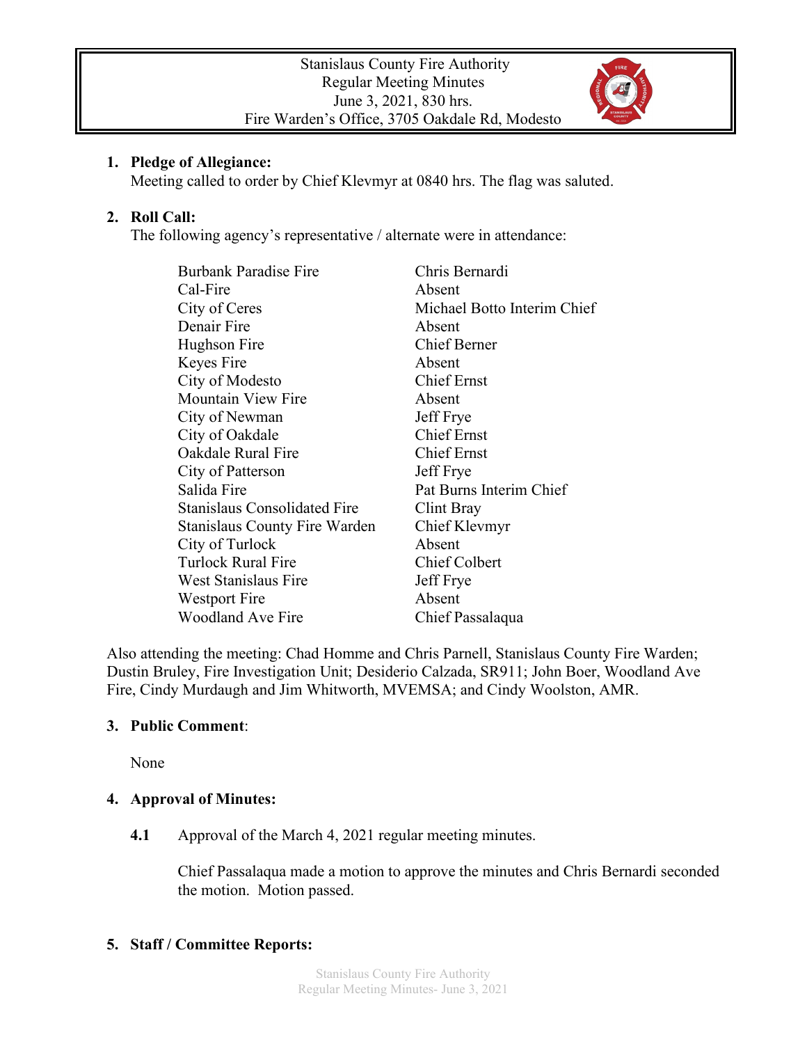Stanislaus County Fire Authority
Regular Meeting Minutes
June 3, 2021, 830 hrs.
Fire Warden's Office, 3705 Oakdale Rd, Modesto

1. **Pledge of Allegiance:**
   Meeting called to order by Chief Klevmyr at 0840 hrs. The flag was saluted.

2. **Roll Call:**
   The following agency's representative / alternate were in attendance:

| | |
|---|---|
| Burbank Paradise Fire | Chris Bernardi |
| Cal-Fire | Absent |
| City of Ceres | Michael Botto Interim Chief |
| Denair Fire | Absent |
| Hughson Fire | Chief Berner |
| Keyes Fire | Absent |
| City of Modesto | Chief Ernst |
| Mountain View Fire | Absent |
| City of Newman | Jeff Frye |
| City of Oakdale | Chief Ernst |
| Oakdale Rural Fire | Chief Ernst |
| City of Patterson | Jeff Frye |
| Salida Fire | Pat Burns Interim Chief |
| Stanislaus Consolidated Fire | Clint Bray |
| Stanislaus County Fire Warden | Chief Klevmyr |
| City of Turlock | Absent |
| Turlock Rural Fire | Chief Colbert |
| West Stanislaus Fire | Jeff Frye |
| Westport Fire | Absent |
| Woodland Ave Fire | Chief Passalaqua |

Also attending the meeting: Chad Homme and Chris Parnell, Stanislaus County Fire Warden; Dustin Bruley, Fire Investigation Unit; Desiderio Calzada, SR911; John Boer, Woodland Ave Fire, Cindy Murdaugh and Jim Whitworth, MVEMSA; and Cindy Woolston, AMR.

3. **Public Comment**:

   None

4. **Approval of Minutes:**

   **4.1** Approval of the March 4, 2021 regular meeting minutes.

   Chief Passalaqua made a motion to approve the minutes and Chris Bernardi seconded the motion. Motion passed.

5. **Staff / Committee Reports:**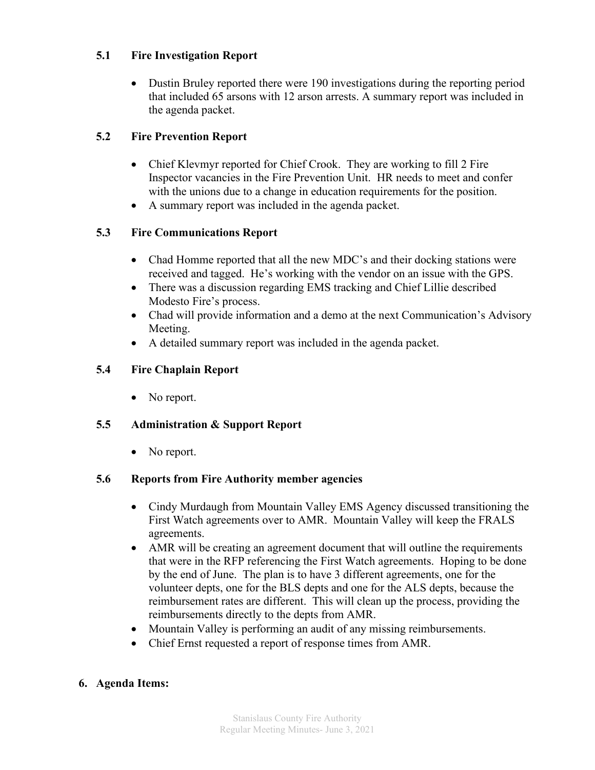### 5.1 Fire Investigation Report

- Dustin Bruley reported there were 190 investigations during the reporting period that included 65 arsons with 12 arson arrests. A summary report was included in the agenda packet.

### 5.2 Fire Prevention Report

- Chief Klevmyr reported for Chief Crook. They are working to fill 2 Fire Inspector vacancies in the Fire Prevention Unit. HR needs to meet and confer with the unions due to a change in education requirements for the position.
- A summary report was included in the agenda packet.

### 5.3 Fire Communications Report

- Chad Homme reported that all the new MDC's and their docking stations were received and tagged. He's working with the vendor on an issue with the GPS.
- There was a discussion regarding EMS tracking and Chief Lillie described Modesto Fire's process.
- Chad will provide information and a demo at the next Communication's Advisory Meeting.
- A detailed summary report was included in the agenda packet.

### 5.4 Fire Chaplain Report

- No report.

### 5.5 Administration & Support Report

- No report.

### 5.6 Reports from Fire Authority member agencies

- Cindy Murdaugh from Mountain Valley EMS Agency discussed transitioning the First Watch agreements over to AMR. Mountain Valley will keep the FRALS agreements.
- AMR will be creating an agreement document that will outline the requirements that were in the RFP referencing the First Watch agreements. Hoping to be done by the end of June. The plan is to have 3 different agreements, one for the volunteer depts, one for the BLS depts and one for the ALS depts, because the reimbursement rates are different. This will clean up the process, providing the reimbursements directly to the depts from AMR.
- Mountain Valley is performing an audit of any missing reimbursements.
- Chief Ernst requested a report of response times from AMR.

## 6. Agenda Items: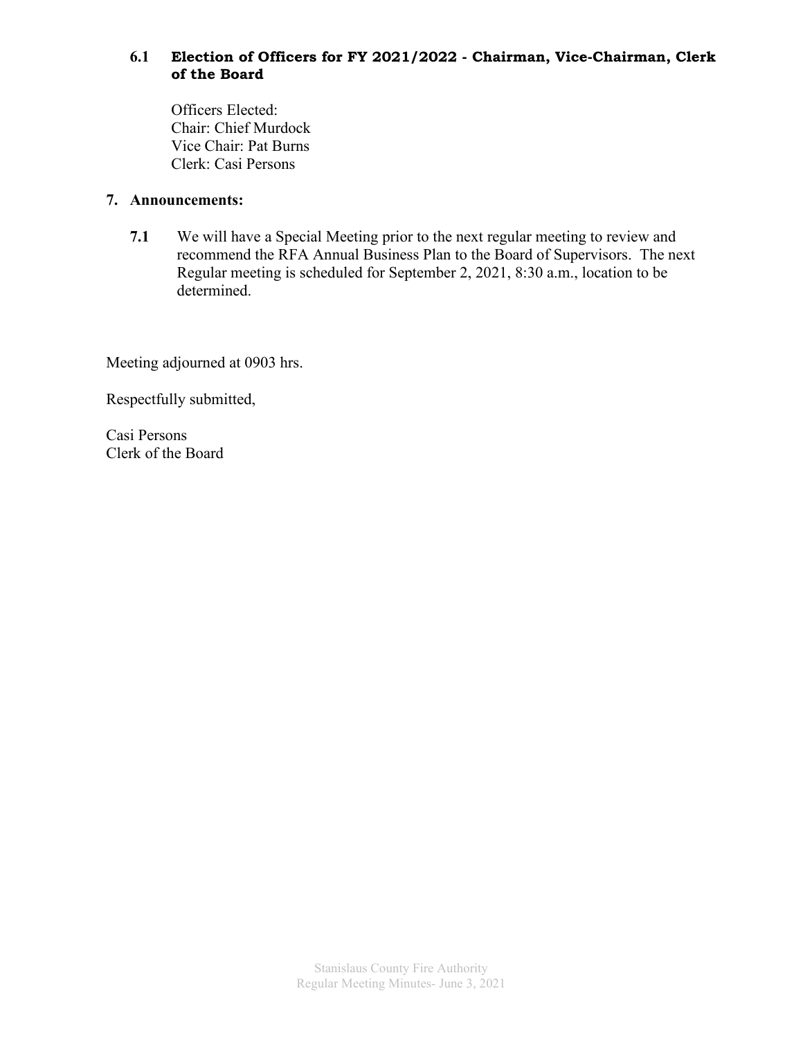**6.1 Election of Officers for FY 2021/2022 - Chairman, Vice-Chairman, Clerk of the Board**

Officers Elected:
Chair: Chief Murdock
Vice Chair: Pat Burns
Clerk: Casi Persons

**7. Announcements:**

**7.1** We will have a Special Meeting prior to the next regular meeting to review and recommend the RFA Annual Business Plan to the Board of Supervisors. The next Regular meeting is scheduled for September 2, 2021, 8:30 a.m., location to be determined.

Meeting adjourned at 0903 hrs.

Respectfully submitted,

Casi Persons
Clerk of the Board